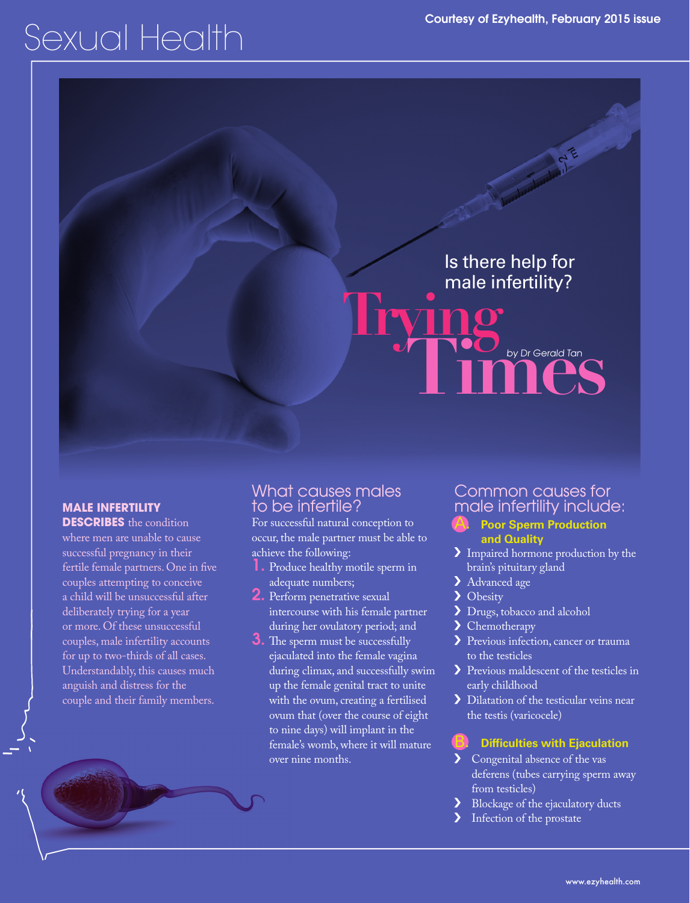Courtesy of Ezyhealth, February 2015 issue

# Sexual Health

Is there help for male infertility?

# Trying Times

by Dr Gerald Tan

**MALE INFERTILITY DESCRIBES** the condition where men are unable to cause successful pregnancy in their fertile female partners. One in five couples attempting to conceive a child will be unsuccessful after deliberately trying for a year or more. Of these unsuccessful couples, male infertility accounts for up to two-thirds of all cases. Understandably, this causes much anguish and distress for the couple and their family members.

## What causes males to be infertile?

For successful natural conception to occur, the male partner must be able to achieve the following:

1. Produce healthy motile sperm in adequate numbers;
2. Perform penetrative sexual intercourse with his female partner during her ovulatory period; and
3. The sperm must be successfully ejaculated into the female vagina during climax, and successfully swim up the female genital tract to unite with the ovum, creating a fertilised ovum that (over the course of eight to nine days) will implant in the female's womb, where it will mature over nine months.

## Common causes for male infertility include:

### A. Poor Sperm Production and Quality

- Impaired hormone production by the brain's pituitary gland
- Advanced age
- Obesity
- Drugs, tobacco and alcohol
- Chemotherapy
- Previous infection, cancer or trauma to the testicles
- Previous maldescent of the testicles in early childhood
- Dilatation of the testicular veins near the testis (varicocele)

### B. Difficulties with Ejaculation

- Congenital absence of the vas deferens (tubes carrying sperm away from testicles)
- Blockage of the ejaculatory ducts
- Infection of the prostate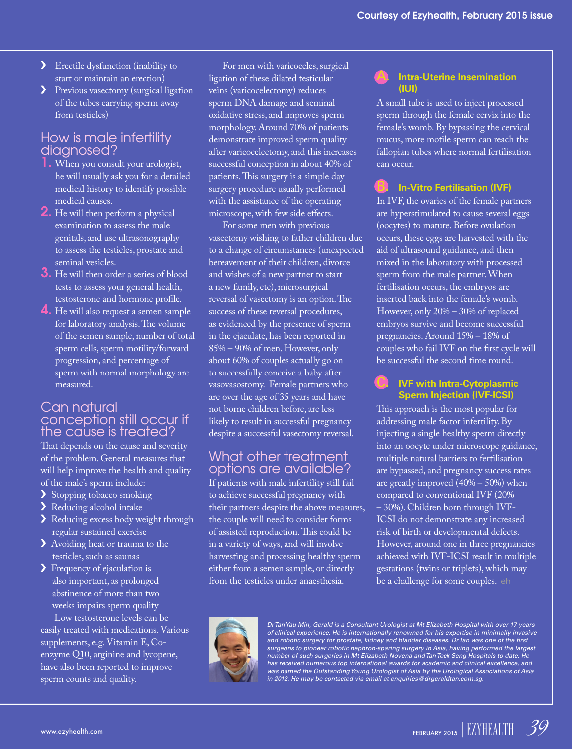- Erectile dysfunction (inability to start or maintain an erection)
- Previous vasectomy (surgical ligation of the tubes carrying sperm away from testicles)

## How is male infertility diagnosed?

1. When you consult your urologist, he will usually ask you for a detailed medical history to identify possible medical causes.
2. He will then perform a physical examination to assess the male genitals, and use ultrasonography to assess the testicles, prostate and seminal vesicles.
3. He will then order a series of blood tests to assess your general health, testosterone and hormone profile.
4. He will also request a semen sample for laboratory analysis. The volume of the semen sample, number of total sperm cells, sperm motility/forward progression, and percentage of sperm with normal morphology are measured.

## Can natural conception still occur if the cause is treated?

That depends on the cause and severity of the problem. General measures that will help improve the health and quality of the male's sperm include:

- Stopping tobacco smoking
- Reducing alcohol intake
- Reducing excess body weight through regular sustained exercise
- Avoiding heat or trauma to the testicles, such as saunas
- Frequency of ejaculation is also important, as prolonged abstinence of more than two weeks impairs sperm quality

Low testosterone levels can be easily treated with medications. Various supplements, e.g. Vitamin E, Co-enzyme Q10, arginine and lycopene, have also been reported to improve sperm counts and quality.

For men with varicoceles, surgical ligation of these dilated testicular veins (varicocelectomy) reduces sperm DNA damage and seminal oxidative stress, and improves sperm morphology. Around 70% of patients demonstrate improved sperm quality after varicocelectomy, and this increases successful conception in about 40% of patients. This surgery is a simple day surgery procedure usually performed with the assistance of the operating microscope, with few side effects.

For some men with previous vasectomy wishing to father children due to a change of circumstances (unexpected bereavement of their children, divorce and wishes of a new partner to start a new family, etc), microsurgical reversal of vasectomy is an option. The success of these reversal procedures, as evidenced by the presence of sperm in the ejaculate, has been reported in 85% – 90% of men. However, only about 60% of couples actually go on to successfully conceive a baby after vasovasostomy. Female partners who are over the age of 35 years and have not borne children before, are less likely to result in successful pregnancy despite a successful vasectomy reversal.

## What other treatment options are available?

If patients with male infertility still fail to achieve successful pregnancy with their partners despite the above measures, the couple will need to consider forms of assisted reproduction. This could be in a variety of ways, and will involve harvesting and processing healthy sperm either from a semen sample, or directly from the testicles under anaesthesia.

### A. Intra-Uterine Insemination (IUI)

A small tube is used to inject processed sperm through the female cervix into the female's womb. By bypassing the cervical mucus, more motile sperm can reach the fallopian tubes where normal fertilisation can occur.

### B. In-Vitro Fertilisation (IVF)

In IVF, the ovaries of the female partners are hyperstimulated to cause several eggs (oocytes) to mature. Before ovulation occurs, these eggs are harvested with the aid of ultrasound guidance, and then mixed in the laboratory with processed sperm from the male partner. When fertilisation occurs, the embryos are inserted back into the female's womb. However, only 20% – 30% of replaced embryos survive and become successful pregnancies. Around 15% – 18% of couples who fail IVF on the first cycle will be successful the second time round.

### C. IVF with Intra-Cytoplasmic Sperm Injection (IVF-ICSI)

This approach is the most popular for addressing male factor infertility. By injecting a single healthy sperm directly into an oocyte under microscope guidance, multiple natural barriers to fertilisation are bypassed, and pregnancy success rates are greatly improved (40% – 50%) when compared to conventional IVF (20% – 30%). Children born through IVF-ICSI do not demonstrate any increased risk of birth or developmental defects. However, around one in three pregnancies achieved with IVF-ICSI result in multiple gestations (twins or triplets), which may be a challenge for some couples. eh

*Dr Tan Yau Min, Gerald is a Consultant Urologist at Mt Elizabeth Hospital with over 17 years of clinical experience. He is internationally renowned for his expertise in minimally invasive and robotic surgery for prostate, kidney and bladder diseases. Dr Tan was one of the first surgeons to pioneer robotic nephron-sparing surgery in Asia, having performed the largest number of such surgeries in Mt Elizabeth Novena and Tan Tock Seng Hospitals to date. He has received numerous top international awards for academic and clinical excellence, and was named the Outstanding Young Urologist of Asia by the Urological Associations of Asia in 2012. He may be contacted via email at enquiries@drgeraldtan.com.sg.*